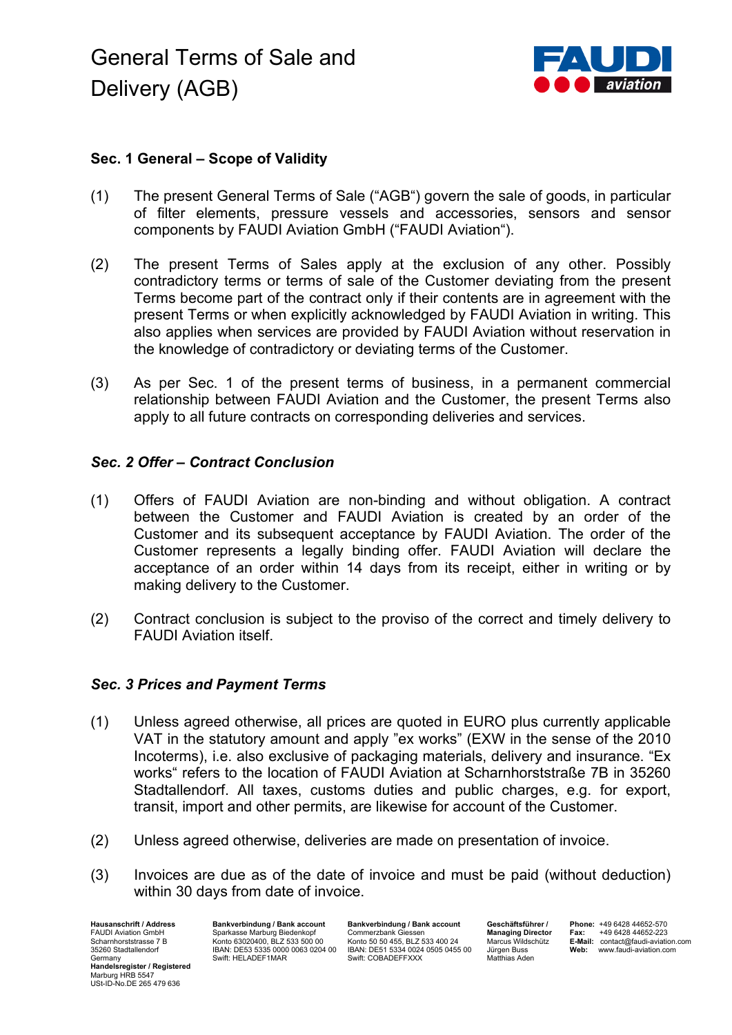# General Terms of Sale and Delivery (AGB)

**Sec. 1 General – Scope of Validity**

(1) The present General Terms of Sale ("AGB") govern the sale of goods, in particular of filter elements, pressure vessels and accessories, sensors and sensor components by FAUDI Aviation GmbH ("FAUDI Aviation").

(2) The present Terms of Sales apply at the exclusion of any other. Possibly contradictory terms or terms of sale of the Customer deviating from the present Terms become part of the contract only if their contents are in agreement with the present Terms or when explicitly acknowledged by FAUDI Aviation in writing. This also applies when services are provided by FAUDI Aviation without reservation in the knowledge of contradictory or deviating terms of the Customer.

(3) As per Sec. 1 of the present terms of business, in a permanent commercial relationship between FAUDI Aviation and the Customer, the present Terms also apply to all future contracts on corresponding deliveries and services.

***Sec. 2 Offer – Contract Conclusion***

(1) Offers of FAUDI Aviation are non-binding and without obligation. A contract between the Customer and FAUDI Aviation is created by an order of the Customer and its subsequent acceptance by FAUDI Aviation. The order of the Customer represents a legally binding offer. FAUDI Aviation will declare the acceptance of an order within 14 days from its receipt, either in writing or by making delivery to the Customer.

(2) Contract conclusion is subject to the proviso of the correct and timely delivery to FAUDI Aviation itself.

***Sec. 3 Prices and Payment Terms***

(1) Unless agreed otherwise, all prices are quoted in EURO plus currently applicable VAT in the statutory amount and apply "ex works" (EXW in the sense of the 2010 Incoterms), i.e. also exclusive of packaging materials, delivery and insurance. "Ex works" refers to the location of FAUDI Aviation at Scharnhorststraße 7B in 35260 Stadtallendorf. All taxes, customs duties and public charges, e.g. for export, transit, import and other permits, are likewise for account of the Customer.

(2) Unless agreed otherwise, deliveries are made on presentation of invoice.

(3) Invoices are due as of the date of invoice and must be paid (without deduction) within 30 days from date of invoice.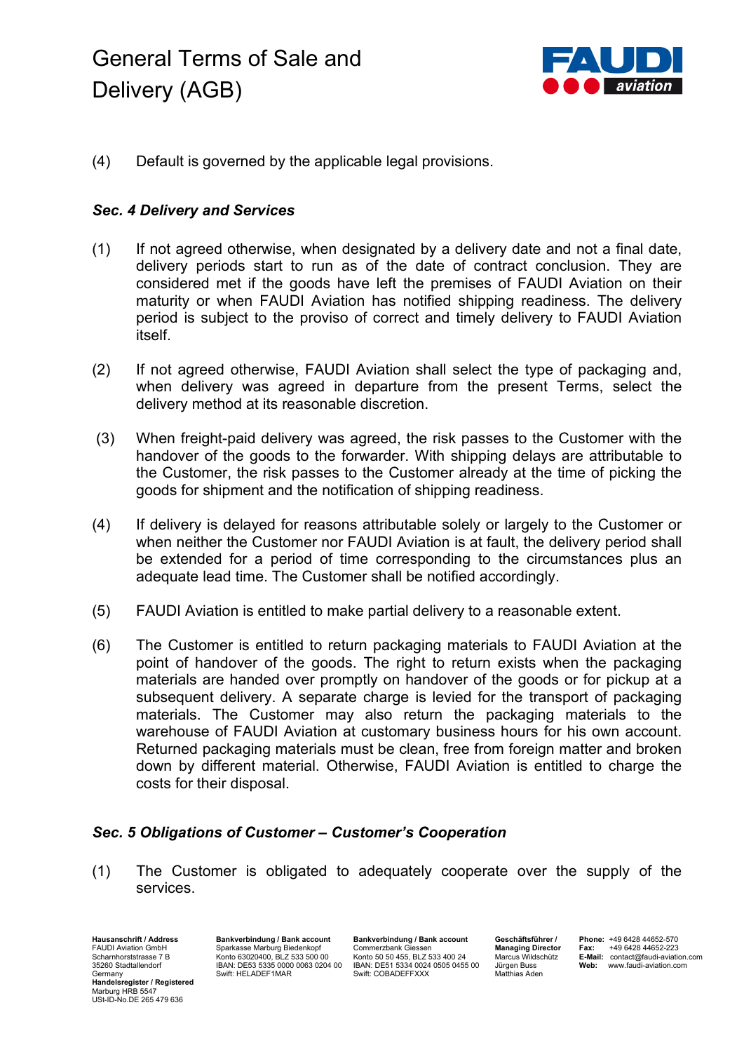(4) Default is governed by the applicable legal provisions.

### *Sec. 4 Delivery and Services*

(1) If not agreed otherwise, when designated by a delivery date and not a final date, delivery periods start to run as of the date of contract conclusion. They are considered met if the goods have left the premises of FAUDI Aviation on their maturity or when FAUDI Aviation has notified shipping readiness. The delivery period is subject to the proviso of correct and timely delivery to FAUDI Aviation itself.

(2) If not agreed otherwise, FAUDI Aviation shall select the type of packaging and, when delivery was agreed in departure from the present Terms, select the delivery method at its reasonable discretion.

(3) When freight-paid delivery was agreed, the risk passes to the Customer with the handover of the goods to the forwarder. With shipping delays are attributable to the Customer, the risk passes to the Customer already at the time of picking the goods for shipment and the notification of shipping readiness.

(4) If delivery is delayed for reasons attributable solely or largely to the Customer or when neither the Customer nor FAUDI Aviation is at fault, the delivery period shall be extended for a period of time corresponding to the circumstances plus an adequate lead time. The Customer shall be notified accordingly.

(5) FAUDI Aviation is entitled to make partial delivery to a reasonable extent.

(6) The Customer is entitled to return packaging materials to FAUDI Aviation at the point of handover of the goods. The right to return exists when the packaging materials are handed over promptly on handover of the goods or for pickup at a subsequent delivery. A separate charge is levied for the transport of packaging materials. The Customer may also return the packaging materials to the warehouse of FAUDI Aviation at customary business hours for his own account. Returned packaging materials must be clean, free from foreign matter and broken down by different material. Otherwise, FAUDI Aviation is entitled to charge the costs for their disposal.

### *Sec. 5 Obligations of Customer – Customer's Cooperation*

(1) The Customer is obligated to adequately cooperate over the supply of the services.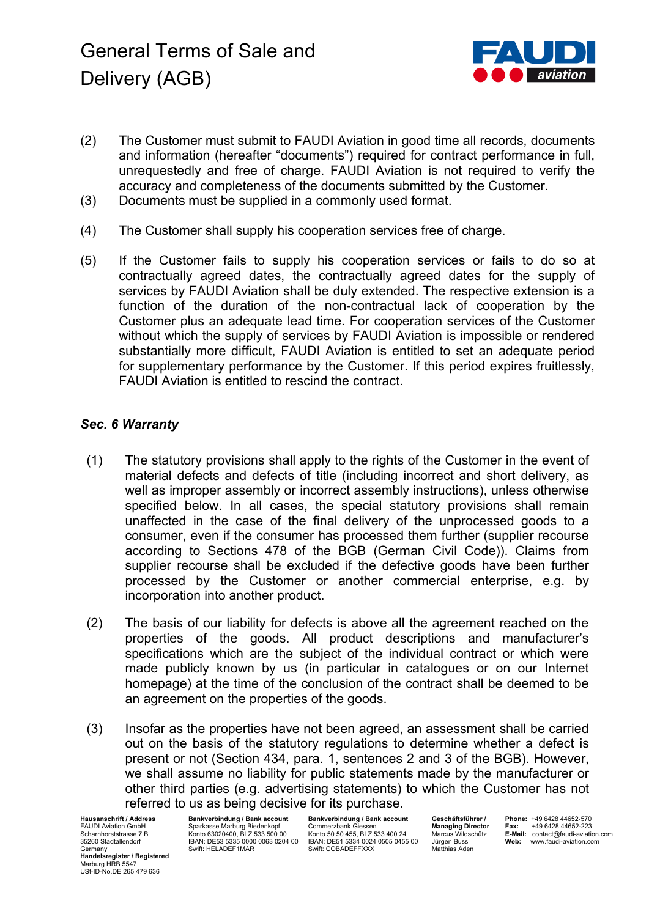(2) The Customer must submit to FAUDI Aviation in good time all records, documents and information (hereafter "documents") required for contract performance in full, unrequestedly and free of charge. FAUDI Aviation is not required to verify the accuracy and completeness of the documents submitted by the Customer.

(3) Documents must be supplied in a commonly used format.

(4) The Customer shall supply his cooperation services free of charge.

(5) If the Customer fails to supply his cooperation services or fails to do so at contractually agreed dates, the contractually agreed dates for the supply of services by FAUDI Aviation shall be duly extended. The respective extension is a function of the duration of the non-contractual lack of cooperation by the Customer plus an adequate lead time. For cooperation services of the Customer without which the supply of services by FAUDI Aviation is impossible or rendered substantially more difficult, FAUDI Aviation is entitled to set an adequate period for supplementary performance by the Customer. If this period expires fruitlessly, FAUDI Aviation is entitled to rescind the contract.

### *Sec. 6 Warranty*

(1) The statutory provisions shall apply to the rights of the Customer in the event of material defects and defects of title (including incorrect and short delivery, as well as improper assembly or incorrect assembly instructions), unless otherwise specified below. In all cases, the special statutory provisions shall remain unaffected in the case of the final delivery of the unprocessed goods to a consumer, even if the consumer has processed them further (supplier recourse according to Sections 478 of the BGB (German Civil Code)). Claims from supplier recourse shall be excluded if the defective goods have been further processed by the Customer or another commercial enterprise, e.g. by incorporation into another product.

(2) The basis of our liability for defects is above all the agreement reached on the properties of the goods. All product descriptions and manufacturer's specifications which are the subject of the individual contract or which were made publicly known by us (in particular in catalogues or on our Internet homepage) at the time of the conclusion of the contract shall be deemed to be an agreement on the properties of the goods.

(3) Insofar as the properties have not been agreed, an assessment shall be carried out on the basis of the statutory regulations to determine whether a defect is present or not (Section 434, para. 1, sentences 2 and 3 of the BGB). However, we shall assume no liability for public statements made by the manufacturer or other third parties (e.g. advertising statements) to which the Customer has not referred to us as being decisive for its purchase.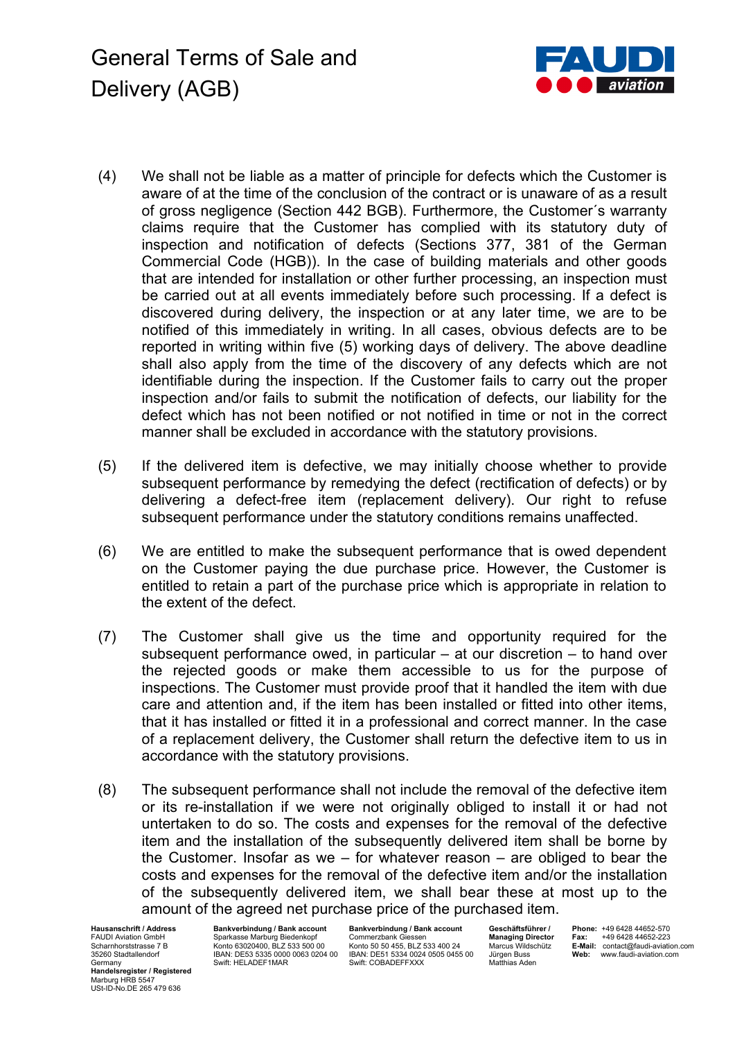(4) We shall not be liable as a matter of principle for defects which the Customer is aware of at the time of the conclusion of the contract or is unaware of as a result of gross negligence (Section 442 BGB). Furthermore, the Customer´s warranty claims require that the Customer has complied with its statutory duty of inspection and notification of defects (Sections 377, 381 of the German Commercial Code (HGB)). In the case of building materials and other goods that are intended for installation or other further processing, an inspection must be carried out at all events immediately before such processing. If a defect is discovered during delivery, the inspection or at any later time, we are to be notified of this immediately in writing. In all cases, obvious defects are to be reported in writing within five (5) working days of delivery. The above deadline shall also apply from the time of the discovery of any defects which are not identifiable during the inspection. If the Customer fails to carry out the proper inspection and/or fails to submit the notification of defects, our liability for the defect which has not been notified or not notified in time or not in the correct manner shall be excluded in accordance with the statutory provisions.

(5) If the delivered item is defective, we may initially choose whether to provide subsequent performance by remedying the defect (rectification of defects) or by delivering a defect-free item (replacement delivery). Our right to refuse subsequent performance under the statutory conditions remains unaffected.

(6) We are entitled to make the subsequent performance that is owed dependent on the Customer paying the due purchase price. However, the Customer is entitled to retain a part of the purchase price which is appropriate in relation to the extent of the defect.

(7) The Customer shall give us the time and opportunity required for the subsequent performance owed, in particular – at our discretion – to hand over the rejected goods or make them accessible to us for the purpose of inspections. The Customer must provide proof that it handled the item with due care and attention and, if the item has been installed or fitted into other items, that it has installed or fitted it in a professional and correct manner. In the case of a replacement delivery, the Customer shall return the defective item to us in accordance with the statutory provisions.

(8) The subsequent performance shall not include the removal of the defective item or its re-installation if we were not originally obliged to install it or had not untertaken to do so. The costs and expenses for the removal of the defective item and the installation of the subsequently delivered item shall be borne by the Customer. Insofar as we – for whatever reason – are obliged to bear the costs and expenses for the removal of the defective item and/or the installation of the subsequently delivered item, we shall bear these at most up to the amount of the agreed net purchase price of the purchased item.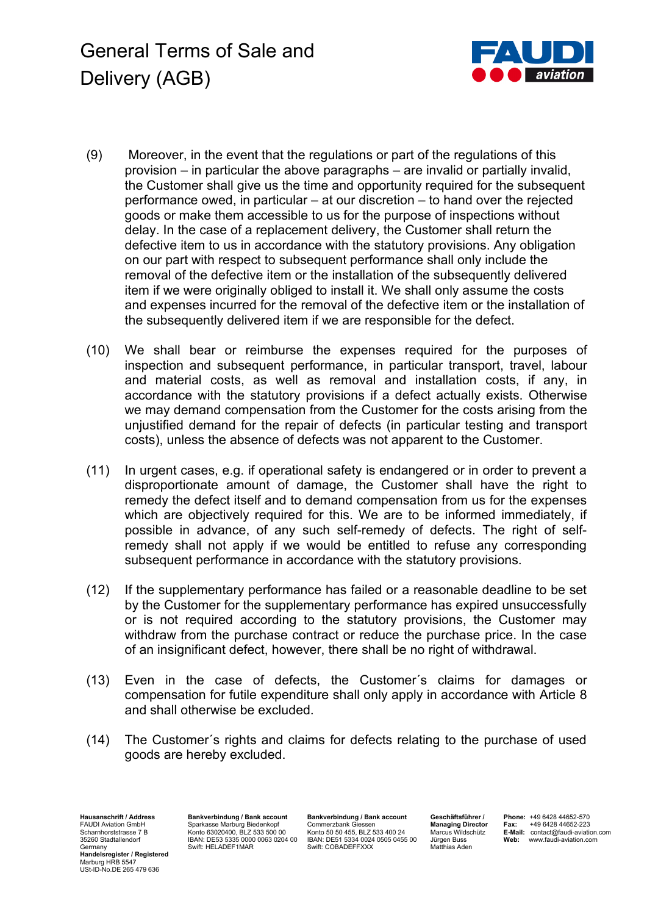(9) Moreover, in the event that the regulations or part of the regulations of this provision – in particular the above paragraphs – are invalid or partially invalid, the Customer shall give us the time and opportunity required for the subsequent performance owed, in particular – at our discretion – to hand over the rejected goods or make them accessible to us for the purpose of inspections without delay. In the case of a replacement delivery, the Customer shall return the defective item to us in accordance with the statutory provisions. Any obligation on our part with respect to subsequent performance shall only include the removal of the defective item or the installation of the subsequently delivered item if we were originally obliged to install it. We shall only assume the costs and expenses incurred for the removal of the defective item or the installation of the subsequently delivered item if we are responsible for the defect.

(10) We shall bear or reimburse the expenses required for the purposes of inspection and subsequent performance, in particular transport, travel, labour and material costs, as well as removal and installation costs, if any, in accordance with the statutory provisions if a defect actually exists. Otherwise we may demand compensation from the Customer for the costs arising from the unjustified demand for the repair of defects (in particular testing and transport costs), unless the absence of defects was not apparent to the Customer.

(11) In urgent cases, e.g. if operational safety is endangered or in order to prevent a disproportionate amount of damage, the Customer shall have the right to remedy the defect itself and to demand compensation from us for the expenses which are objectively required for this. We are to be informed immediately, if possible in advance, of any such self-remedy of defects. The right of self-remedy shall not apply if we would be entitled to refuse any corresponding subsequent performance in accordance with the statutory provisions.

(12) If the supplementary performance has failed or a reasonable deadline to be set by the Customer for the supplementary performance has expired unsuccessfully or is not required according to the statutory provisions, the Customer may withdraw from the purchase contract or reduce the purchase price. In the case of an insignificant defect, however, there shall be no right of withdrawal.

(13) Even in the case of defects, the Customer´s claims for damages or compensation for futile expenditure shall only apply in accordance with Article 8 and shall otherwise be excluded.

(14) The Customer´s rights and claims for defects relating to the purchase of used goods are hereby excluded.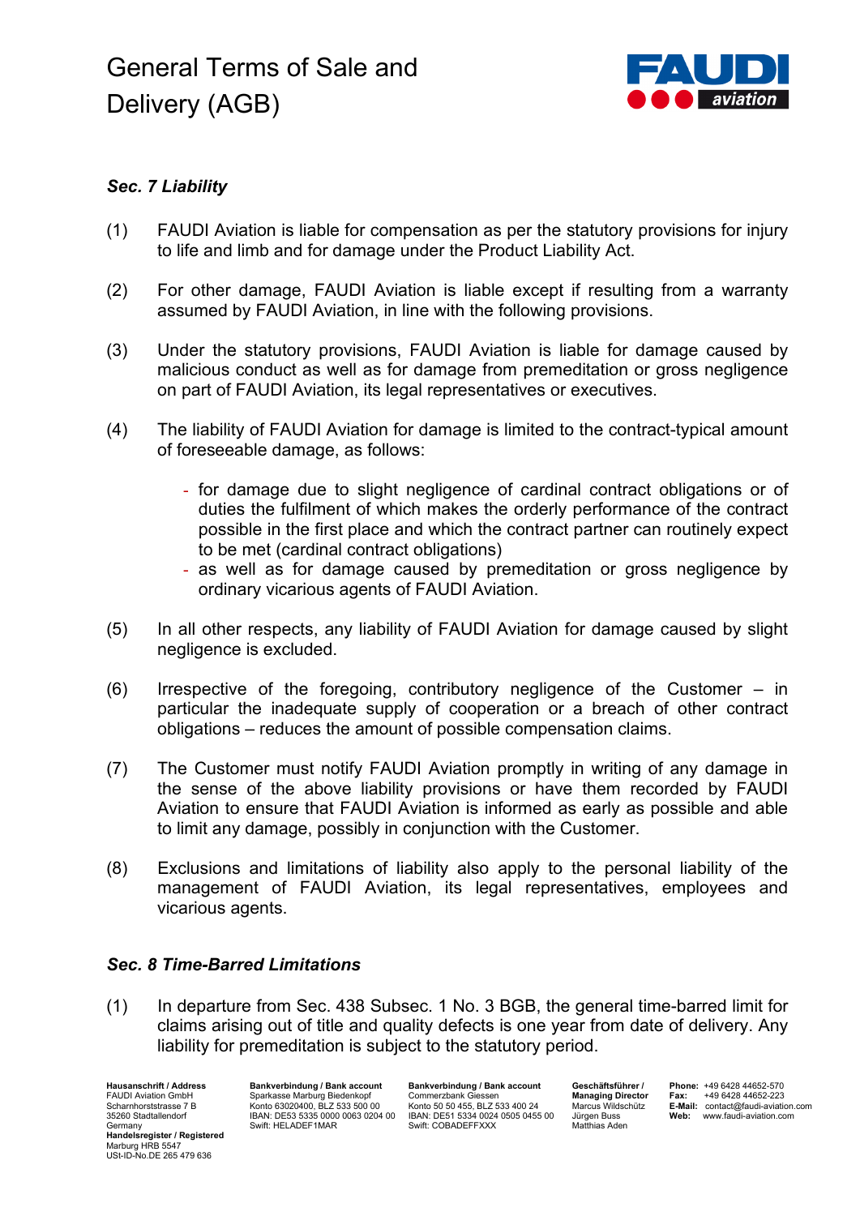### *Sec. 7 Liability*

(1) FAUDI Aviation is liable for compensation as per the statutory provisions for injury to life and limb and for damage under the Product Liability Act.

(2) For other damage, FAUDI Aviation is liable except if resulting from a warranty assumed by FAUDI Aviation, in line with the following provisions.

(3) Under the statutory provisions, FAUDI Aviation is liable for damage caused by malicious conduct as well as for damage from premeditation or gross negligence on part of FAUDI Aviation, its legal representatives or executives.

(4) The liability of FAUDI Aviation for damage is limited to the contract-typical amount of foreseeable damage, as follows:

- for damage due to slight negligence of cardinal contract obligations or of duties the fulfilment of which makes the orderly performance of the contract possible in the first place and which the contract partner can routinely expect to be met (cardinal contract obligations)
- as well as for damage caused by premeditation or gross negligence by ordinary vicarious agents of FAUDI Aviation.

(5) In all other respects, any liability of FAUDI Aviation for damage caused by slight negligence is excluded.

(6) Irrespective of the foregoing, contributory negligence of the Customer – in particular the inadequate supply of cooperation or a breach of other contract obligations – reduces the amount of possible compensation claims.

(7) The Customer must notify FAUDI Aviation promptly in writing of any damage in the sense of the above liability provisions or have them recorded by FAUDI Aviation to ensure that FAUDI Aviation is informed as early as possible and able to limit any damage, possibly in conjunction with the Customer.

(8) Exclusions and limitations of liability also apply to the personal liability of the management of FAUDI Aviation, its legal representatives, employees and vicarious agents.

### *Sec. 8 Time-Barred Limitations*

(1) In departure from Sec. 438 Subsec. 1 No. 3 BGB, the general time-barred limit for claims arising out of title and quality defects is one year from date of delivery. Any liability for premeditation is subject to the statutory period.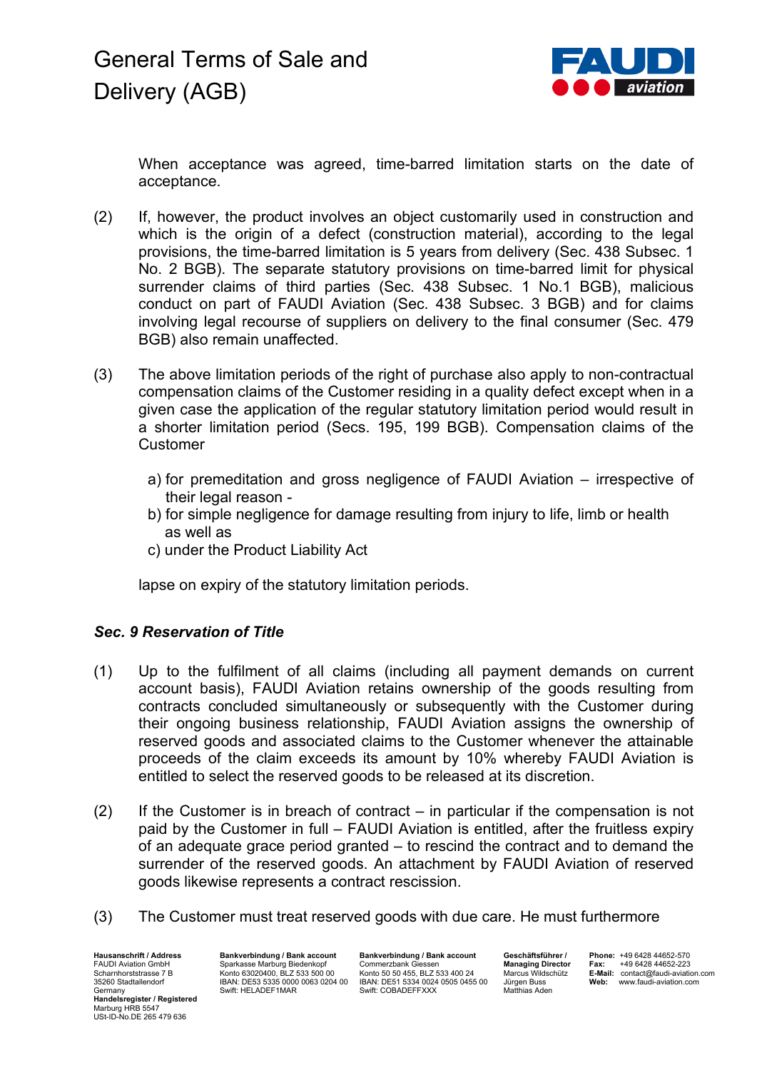When acceptance was agreed, time-barred limitation starts on the date of acceptance.

(2) If, however, the product involves an object customarily used in construction and which is the origin of a defect (construction material), according to the legal provisions, the time-barred limitation is 5 years from delivery (Sec. 438 Subsec. 1 No. 2 BGB). The separate statutory provisions on time-barred limit for physical surrender claims of third parties (Sec. 438 Subsec. 1 No.1 BGB), malicious conduct on part of FAUDI Aviation (Sec. 438 Subsec. 3 BGB) and for claims involving legal recourse of suppliers on delivery to the final consumer (Sec. 479 BGB) also remain unaffected.

(3) The above limitation periods of the right of purchase also apply to non-contractual compensation claims of the Customer residing in a quality defect except when in a given case the application of the regular statutory limitation period would result in a shorter limitation period (Secs. 195, 199 BGB). Compensation claims of the Customer

a) for premeditation and gross negligence of FAUDI Aviation – irrespective of their legal reason -
b) for simple negligence for damage resulting from injury to life, limb or health as well as
c) under the Product Liability Act

lapse on expiry of the statutory limitation periods.

### *Sec. 9 Reservation of Title*

(1) Up to the fulfilment of all claims (including all payment demands on current account basis), FAUDI Aviation retains ownership of the goods resulting from contracts concluded simultaneously or subsequently with the Customer during their ongoing business relationship, FAUDI Aviation assigns the ownership of reserved goods and associated claims to the Customer whenever the attainable proceeds of the claim exceeds its amount by 10% whereby FAUDI Aviation is entitled to select the reserved goods to be released at its discretion.

(2) If the Customer is in breach of contract – in particular if the compensation is not paid by the Customer in full – FAUDI Aviation is entitled, after the fruitless expiry of an adequate grace period granted – to rescind the contract and to demand the surrender of the reserved goods. An attachment by FAUDI Aviation of reserved goods likewise represents a contract rescission.

(3) The Customer must treat reserved goods with due care. He must furthermore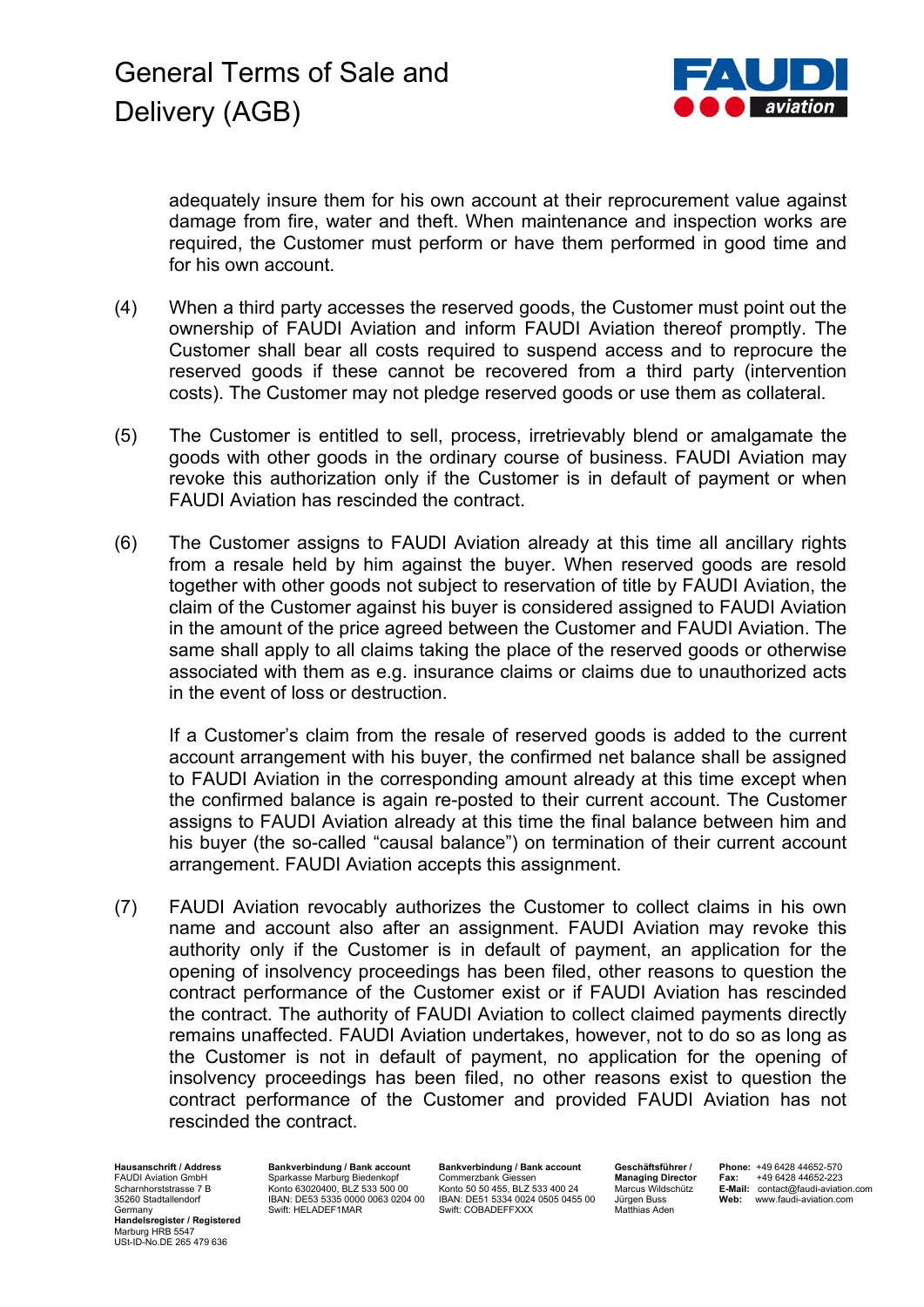adequately insure them for his own account at their reprocurement value against damage from fire, water and theft. When maintenance and inspection works are required, the Customer must perform or have them performed in good time and for his own account.

(4) When a third party accesses the reserved goods, the Customer must point out the ownership of FAUDI Aviation and inform FAUDI Aviation thereof promptly. The Customer shall bear all costs required to suspend access and to reprocure the reserved goods if these cannot be recovered from a third party (intervention costs). The Customer may not pledge reserved goods or use them as collateral.

(5) The Customer is entitled to sell, process, irretrievably blend or amalgamate the goods with other goods in the ordinary course of business. FAUDI Aviation may revoke this authorization only if the Customer is in default of payment or when FAUDI Aviation has rescinded the contract.

(6) The Customer assigns to FAUDI Aviation already at this time all ancillary rights from a resale held by him against the buyer. When reserved goods are resold together with other goods not subject to reservation of title by FAUDI Aviation, the claim of the Customer against his buyer is considered assigned to FAUDI Aviation in the amount of the price agreed between the Customer and FAUDI Aviation. The same shall apply to all claims taking the place of the reserved goods or otherwise associated with them as e.g. insurance claims or claims due to unauthorized acts in the event of loss or destruction.

If a Customer's claim from the resale of reserved goods is added to the current account arrangement with his buyer, the confirmed net balance shall be assigned to FAUDI Aviation in the corresponding amount already at this time except when the confirmed balance is again re-posted to their current account. The Customer assigns to FAUDI Aviation already at this time the final balance between him and his buyer (the so-called "causal balance") on termination of their current account arrangement. FAUDI Aviation accepts this assignment.

(7) FAUDI Aviation revocably authorizes the Customer to collect claims in his own name and account also after an assignment. FAUDI Aviation may revoke this authority only if the Customer is in default of payment, an application for the opening of insolvency proceedings has been filed, other reasons to question the contract performance of the Customer exist or if FAUDI Aviation has rescinded the contract. The authority of FAUDI Aviation to collect claimed payments directly remains unaffected. FAUDI Aviation undertakes, however, not to do so as long as the Customer is not in default of payment, no application for the opening of insolvency proceedings has been filed, no other reasons exist to question the contract performance of the Customer and provided FAUDI Aviation has not rescinded the contract.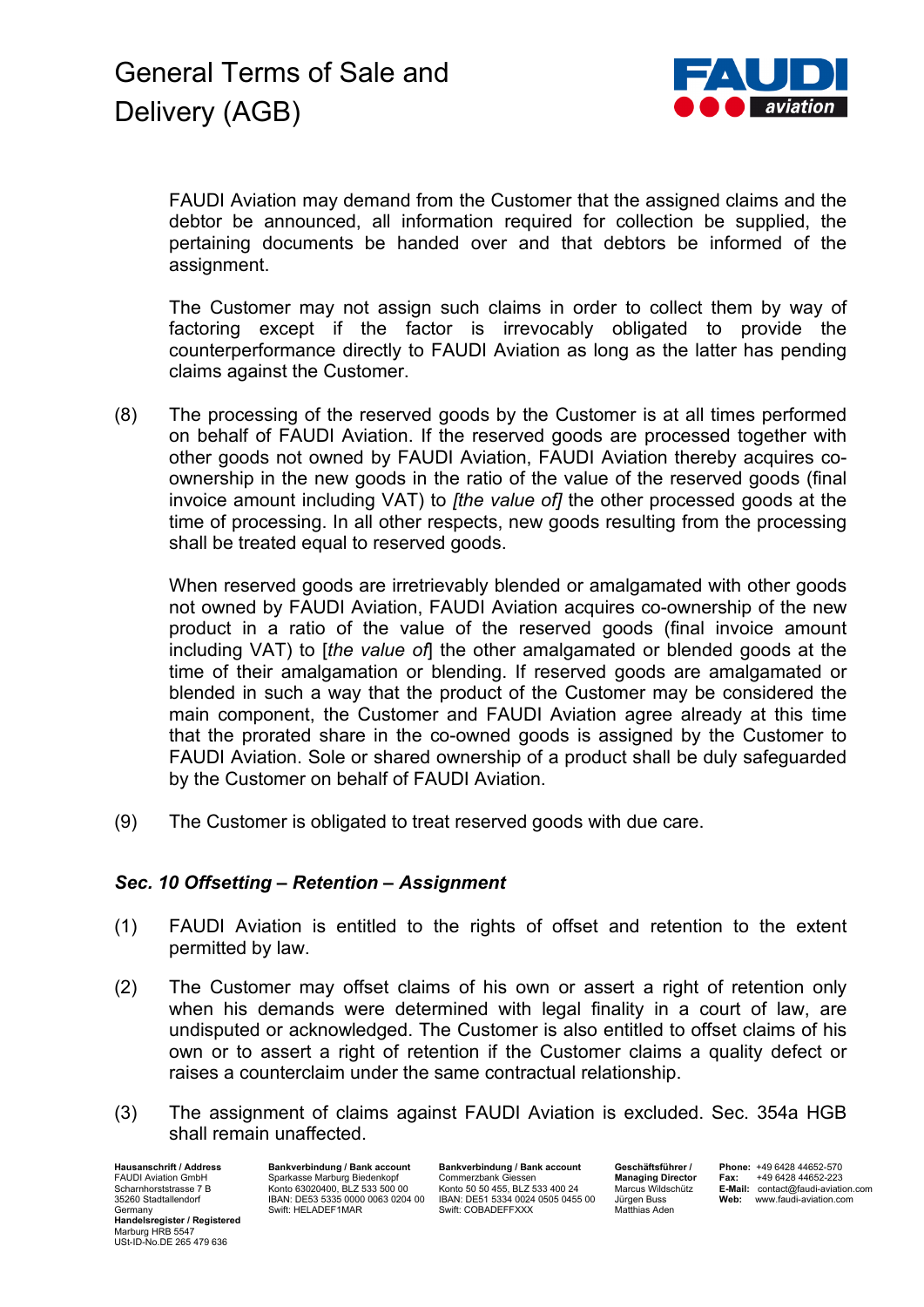FAUDI Aviation may demand from the Customer that the assigned claims and the debtor be announced, all information required for collection be supplied, the pertaining documents be handed over and that debtors be informed of the assignment.

The Customer may not assign such claims in order to collect them by way of factoring except if the factor is irrevocably obligated to provide the counterperformance directly to FAUDI Aviation as long as the latter has pending claims against the Customer.

(8) The processing of the reserved goods by the Customer is at all times performed on behalf of FAUDI Aviation. If the reserved goods are processed together with other goods not owned by FAUDI Aviation, FAUDI Aviation thereby acquires co-ownership in the new goods in the ratio of the value of the reserved goods (final invoice amount including VAT) to *[the value of]* the other processed goods at the time of processing. In all other respects, new goods resulting from the processing shall be treated equal to reserved goods.

When reserved goods are irretrievably blended or amalgamated with other goods not owned by FAUDI Aviation, FAUDI Aviation acquires co-ownership of the new product in a ratio of the value of the reserved goods (final invoice amount including VAT) to [*the value of*] the other amalgamated or blended goods at the time of their amalgamation or blending. If reserved goods are amalgamated or blended in such a way that the product of the Customer may be considered the main component, the Customer and FAUDI Aviation agree already at this time that the prorated share in the co-owned goods is assigned by the Customer to FAUDI Aviation. Sole or shared ownership of a product shall be duly safeguarded by the Customer on behalf of FAUDI Aviation.

(9) The Customer is obligated to treat reserved goods with due care.

### *Sec. 10 Offsetting – Retention – Assignment*

(1) FAUDI Aviation is entitled to the rights of offset and retention to the extent permitted by law.

(2) The Customer may offset claims of his own or assert a right of retention only when his demands were determined with legal finality in a court of law, are undisputed or acknowledged. The Customer is also entitled to offset claims of his own or to assert a right of retention if the Customer claims a quality defect or raises a counterclaim under the same contractual relationship.

(3) The assignment of claims against FAUDI Aviation is excluded. Sec. 354a HGB shall remain unaffected.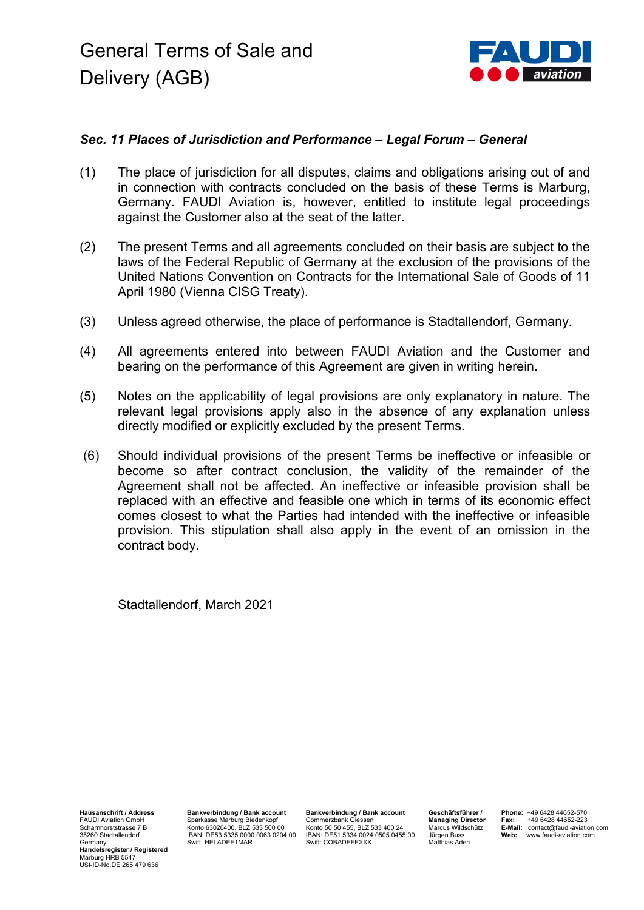### *Sec. 11 Places of Jurisdiction and Performance – Legal Forum – General*

(1) The place of jurisdiction for all disputes, claims and obligations arising out of and in connection with contracts concluded on the basis of these Terms is Marburg, Germany. FAUDI Aviation is, however, entitled to institute legal proceedings against the Customer also at the seat of the latter.

(2) The present Terms and all agreements concluded on their basis are subject to the laws of the Federal Republic of Germany at the exclusion of the provisions of the United Nations Convention on Contracts for the International Sale of Goods of 11 April 1980 (Vienna CISG Treaty).

(3) Unless agreed otherwise, the place of performance is Stadtallendorf, Germany.

(4) All agreements entered into between FAUDI Aviation and the Customer and bearing on the performance of this Agreement are given in writing herein.

(5) Notes on the applicability of legal provisions are only explanatory in nature. The relevant legal provisions apply also in the absence of any explanation unless directly modified or explicitly excluded by the present Terms.

(6) Should individual provisions of the present Terms be ineffective or infeasible or become so after contract conclusion, the validity of the remainder of the Agreement shall not be affected. An ineffective or infeasible provision shall be replaced with an effective and feasible one which in terms of its economic effect comes closest to what the Parties had intended with the ineffective or infeasible provision. This stipulation shall also apply in the event of an omission in the contract body.

Stadtallendorf, March 2021